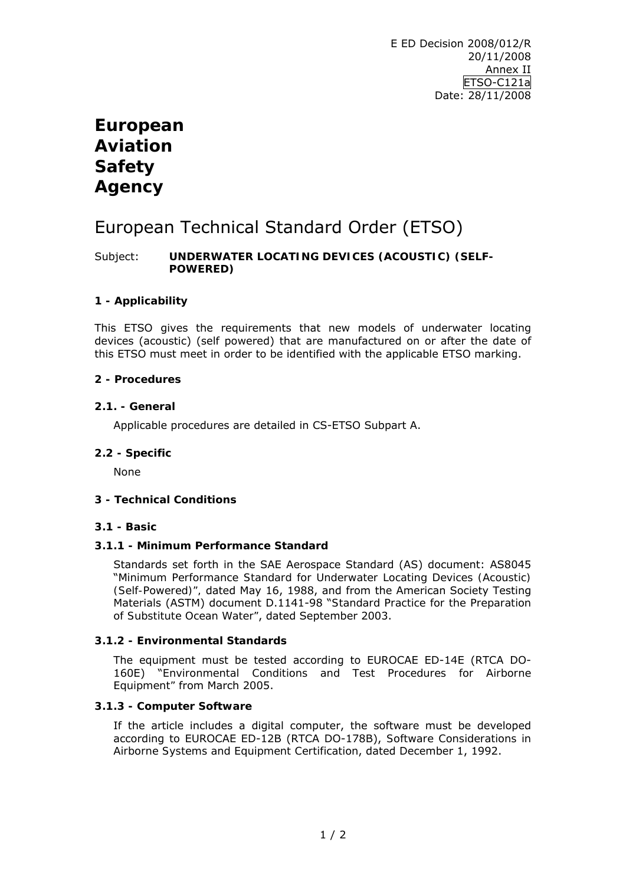E ED Decision 2008/012/R
20/11/2008
Annex II
ETSO-C121a
Date: 28/11/2008

# European Aviation Safety Agency

## European Technical Standard Order (ETSO)

Subject: **UNDERWATER LOCATING DEVICES (ACOUSTIC) (SELF-POWERED)**

### 1 - Applicability

This ETSO gives the requirements that new models of underwater locating devices (acoustic) (self powered) that are manufactured on or after the date of this ETSO must meet in order to be identified with the applicable ETSO marking.

### 2 - Procedures

#### 2.1. - General

Applicable procedures are detailed in CS-ETSO Subpart A.

#### 2.2 - Specific

None

### 3 - Technical Conditions

#### 3.1 - Basic

#### 3.1.1 - Minimum Performance Standard

Standards set forth in the SAE Aerospace Standard (AS) document: AS8045 "Minimum Performance Standard for Underwater Locating Devices (Acoustic) (Self-Powered)", dated May 16, 1988, and from the American Society Testing Materials (ASTM) document D.1141-98 "Standard Practice for the Preparation of Substitute Ocean Water", dated September 2003.

#### 3.1.2 - Environmental Standards

The equipment must be tested according to EUROCAE ED-14E (RTCA DO-160E) "Environmental Conditions and Test Procedures for Airborne Equipment" from March 2005.

#### 3.1.3 - Computer Software

If the article includes a digital computer, the software must be developed according to EUROCAE ED-12B (RTCA DO-178B), Software Considerations in Airborne Systems and Equipment Certification, dated December 1, 1992.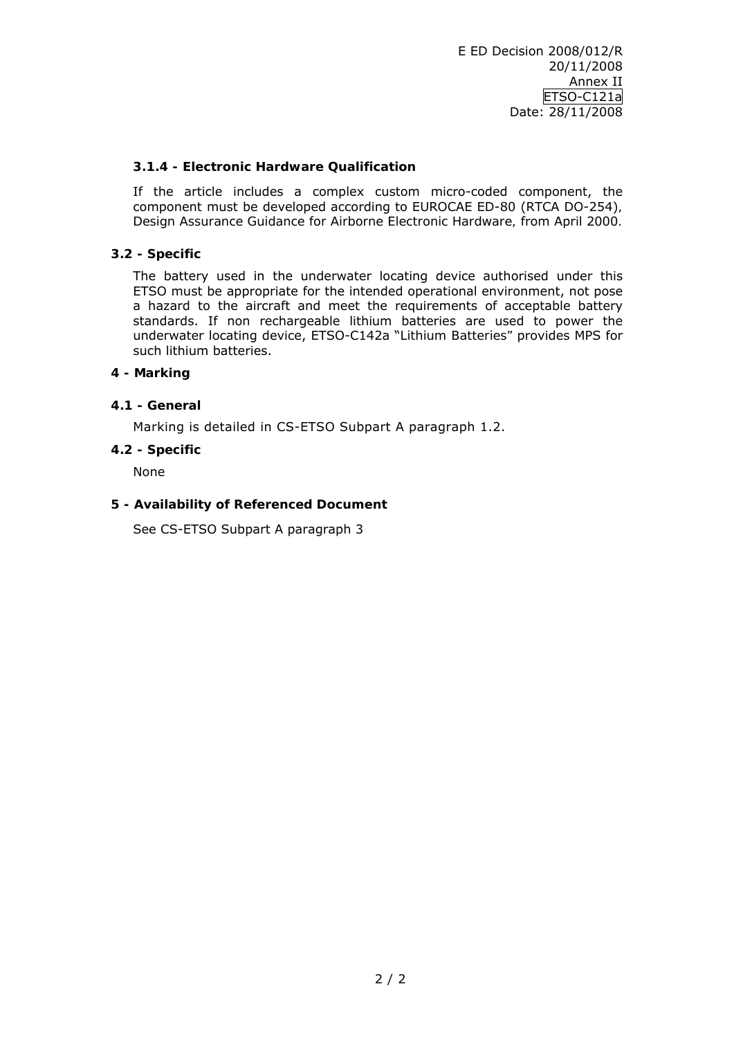### 3.1.4 - Electronic Hardware Qualification

If the article includes a complex custom micro-coded component, the component must be developed according to EUROCAE ED-80 (RTCA DO-254), Design Assurance Guidance for Airborne Electronic Hardware, from April 2000.

### 3.2 - Specific

The battery used in the underwater locating device authorised under this ETSO must be appropriate for the intended operational environment, not pose a hazard to the aircraft and meet the requirements of acceptable battery standards. If non rechargeable lithium batteries are used to power the underwater locating device, ETSO-C142a "Lithium Batteries" provides MPS for such lithium batteries.

## 4 - Marking

### 4.1 - General

Marking is detailed in CS-ETSO Subpart A paragraph 1.2.

### 4.2 - Specific

None

## 5 - Availability of Referenced Document

See CS-ETSO Subpart A paragraph 3